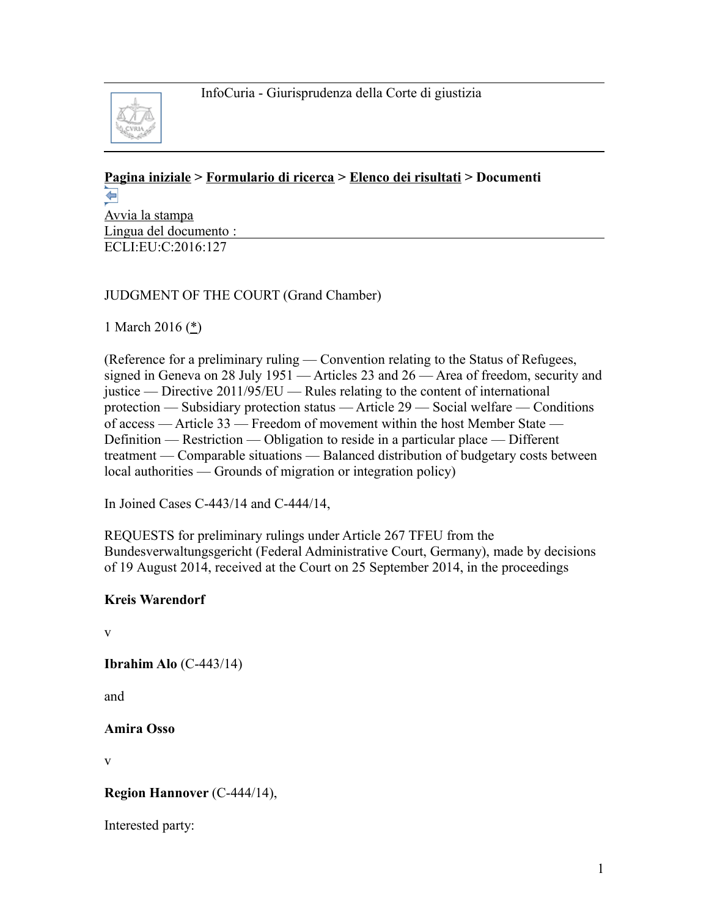InfoCuria - Giurisprudenza della Corte di giustizia

**Pagina iniziale > Formulario di ricerca > Elenco dei risultati > Documenti**

Avvia la stampa

Lingua del documento :

ECLI:EU:C:2016:127

JUDGMENT OF THE COURT (Grand Chamber)

1 March 2016 (*)

(Reference for a preliminary ruling — Convention relating to the Status of Refugees, signed in Geneva on 28 July 1951 — Articles 23 and 26 — Area of freedom, security and justice — Directive 2011/95/EU — Rules relating to the content of international protection — Subsidiary protection status — Article 29 — Social welfare — Conditions of access — Article 33 — Freedom of movement within the host Member State — Definition — Restriction — Obligation to reside in a particular place — Different treatment — Comparable situations — Balanced distribution of budgetary costs between local authorities — Grounds of migration or integration policy)

In Joined Cases C-443/14 and C-444/14,

REQUESTS for preliminary rulings under Article 267 TFEU from the Bundesverwaltungsgericht (Federal Administrative Court, Germany), made by decisions of 19 August 2014, received at the Court on 25 September 2014, in the proceedings

**Kreis Warendorf**

v

**Ibrahim Alo** (C-443/14)

and

**Amira Osso**

v

**Region Hannover** (C-444/14),

Interested party: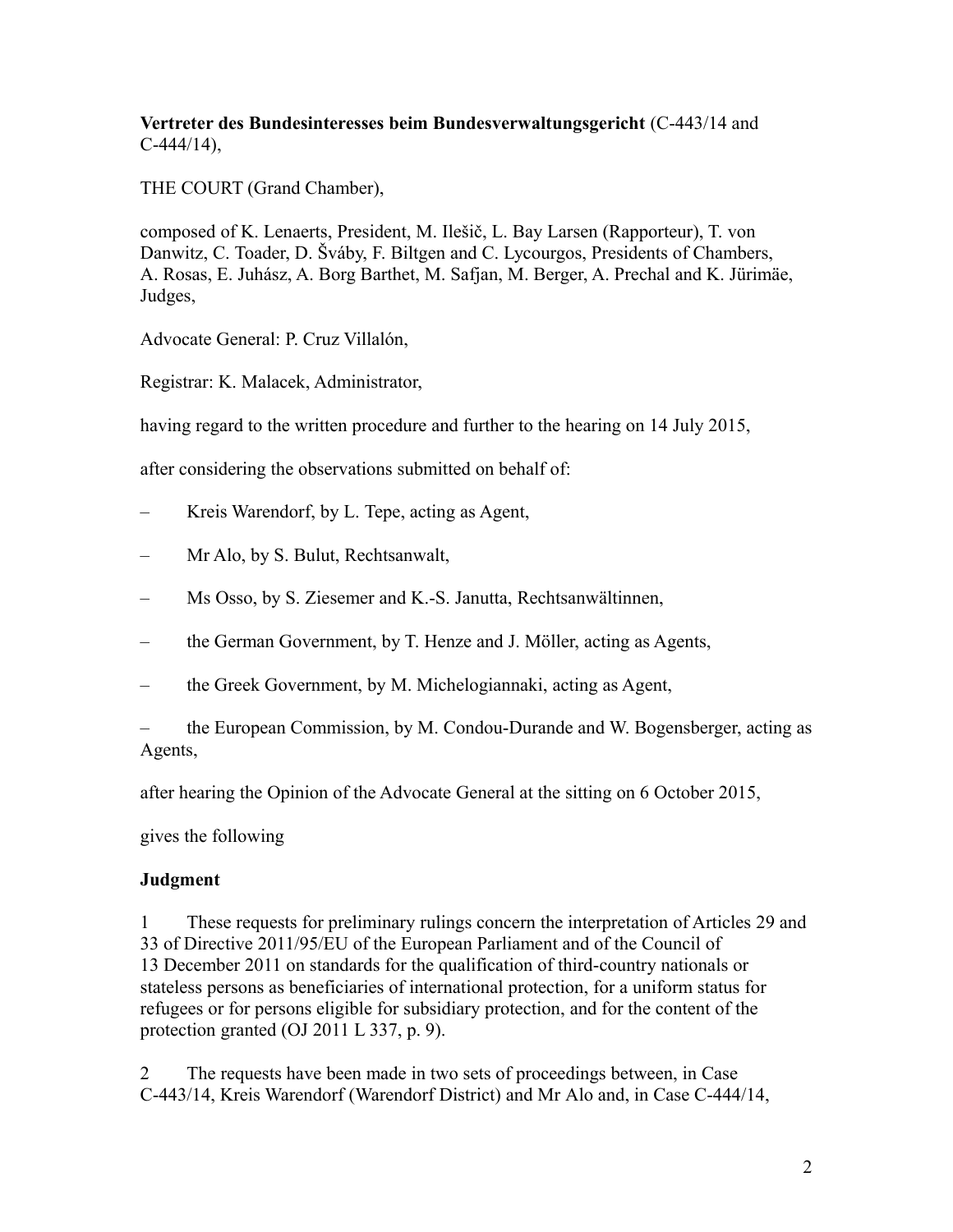**Vertreter des Bundesinteresses beim Bundesverwaltungsgericht** (C-443/14 and C-444/14),

THE COURT (Grand Chamber),

composed of K. Lenaerts, President, M. Ilešič, L. Bay Larsen (Rapporteur), T. von Danwitz, C. Toader, D. Šváby, F. Biltgen and C. Lycourgos, Presidents of Chambers, A. Rosas, E. Juhász, A. Borg Barthet, M. Safjan, M. Berger, A. Prechal and K. Jürimäe, Judges,

Advocate General: P. Cruz Villalón,

Registrar: K. Malacek, Administrator,

having regard to the written procedure and further to the hearing on 14 July 2015,

after considering the observations submitted on behalf of:

– Kreis Warendorf, by L. Tepe, acting as Agent,

– Mr Alo, by S. Bulut, Rechtsanwalt,

– Ms Osso, by S. Ziesemer and K.-S. Janutta, Rechtsanwältinnen,

– the German Government, by T. Henze and J. Möller, acting as Agents,

– the Greek Government, by M. Michelogiannaki, acting as Agent,

– the European Commission, by M. Condou-Durande and W. Bogensberger, acting as Agents,

after hearing the Opinion of the Advocate General at the sitting on 6 October 2015,

gives the following

**Judgment**

1 These requests for preliminary rulings concern the interpretation of Articles 29 and 33 of Directive 2011/95/EU of the European Parliament and of the Council of 13 December 2011 on standards for the qualification of third-country nationals or stateless persons as beneficiaries of international protection, for a uniform status for refugees or for persons eligible for subsidiary protection, and for the content of the protection granted (OJ 2011 L 337, p. 9).

2 The requests have been made in two sets of proceedings between, in Case C-443/14, Kreis Warendorf (Warendorf District) and Mr Alo and, in Case C-444/14,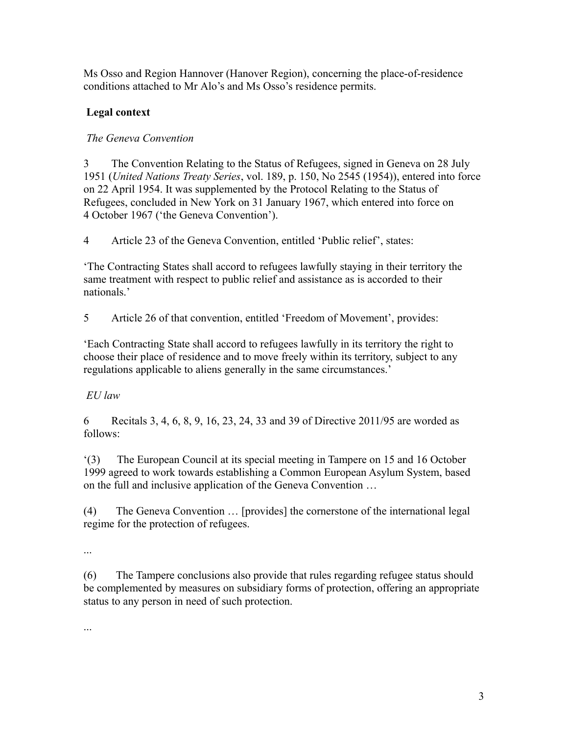Ms Osso and Region Hannover (Hanover Region), concerning the place-of-residence conditions attached to Mr Alo's and Ms Osso's residence permits.

## Legal context

### *The Geneva Convention*

3 The Convention Relating to the Status of Refugees, signed in Geneva on 28 July 1951 (*United Nations Treaty Series*, vol. 189, p. 150, No 2545 (1954)), entered into force on 22 April 1954. It was supplemented by the Protocol Relating to the Status of Refugees, concluded in New York on 31 January 1967, which entered into force on 4 October 1967 ('the Geneva Convention').

4 Article 23 of the Geneva Convention, entitled 'Public relief', states:

'The Contracting States shall accord to refugees lawfully staying in their territory the same treatment with respect to public relief and assistance as is accorded to their nationals.'

5 Article 26 of that convention, entitled 'Freedom of Movement', provides:

'Each Contracting State shall accord to refugees lawfully in its territory the right to choose their place of residence and to move freely within its territory, subject to any regulations applicable to aliens generally in the same circumstances.'

### *EU law*

6 Recitals 3, 4, 6, 8, 9, 16, 23, 24, 33 and 39 of Directive 2011/95 are worded as follows:

'(3) The European Council at its special meeting in Tampere on 15 and 16 October 1999 agreed to work towards establishing a Common European Asylum System, based on the full and inclusive application of the Geneva Convention …

(4) The Geneva Convention … [provides] the cornerstone of the international legal regime for the protection of refugees.

...

(6) The Tampere conclusions also provide that rules regarding refugee status should be complemented by measures on subsidiary forms of protection, offering an appropriate status to any person in need of such protection.

...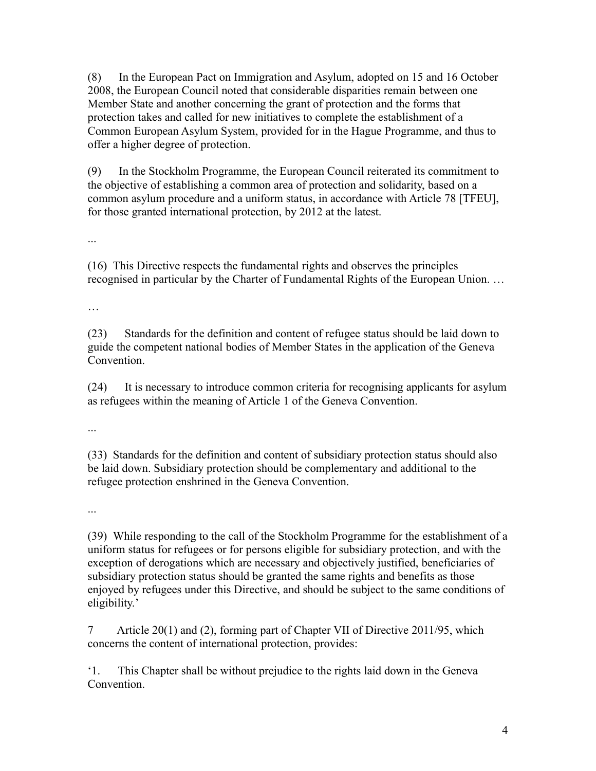(8) In the European Pact on Immigration and Asylum, adopted on 15 and 16 October 2008, the European Council noted that considerable disparities remain between one Member State and another concerning the grant of protection and the forms that protection takes and called for new initiatives to complete the establishment of a Common European Asylum System, provided for in the Hague Programme, and thus to offer a higher degree of protection.

(9) In the Stockholm Programme, the European Council reiterated its commitment to the objective of establishing a common area of protection and solidarity, based on a common asylum procedure and a uniform status, in accordance with Article 78 [TFEU], for those granted international protection, by 2012 at the latest.

...

(16) This Directive respects the fundamental rights and observes the principles recognised in particular by the Charter of Fundamental Rights of the European Union. …

…

(23) Standards for the definition and content of refugee status should be laid down to guide the competent national bodies of Member States in the application of the Geneva Convention.

(24) It is necessary to introduce common criteria for recognising applicants for asylum as refugees within the meaning of Article 1 of the Geneva Convention.

...

(33) Standards for the definition and content of subsidiary protection status should also be laid down. Subsidiary protection should be complementary and additional to the refugee protection enshrined in the Geneva Convention.

...

(39) While responding to the call of the Stockholm Programme for the establishment of a uniform status for refugees or for persons eligible for subsidiary protection, and with the exception of derogations which are necessary and objectively justified, beneficiaries of subsidiary protection status should be granted the same rights and benefits as those enjoyed by refugees under this Directive, and should be subject to the same conditions of eligibility.'

7 Article 20(1) and (2), forming part of Chapter VII of Directive 2011/95, which concerns the content of international protection, provides:

'1. This Chapter shall be without prejudice to the rights laid down in the Geneva Convention.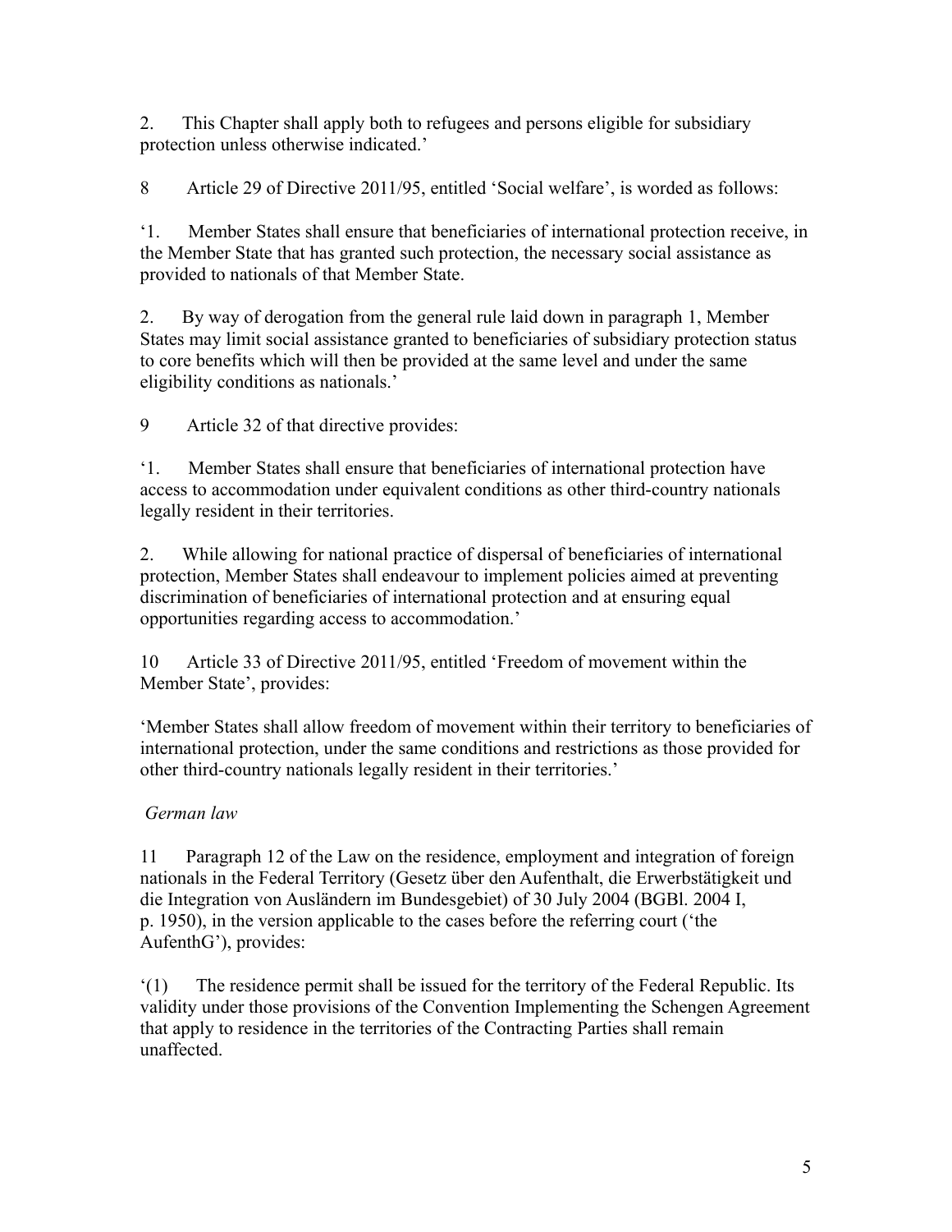2. This Chapter shall apply both to refugees and persons eligible for subsidiary protection unless otherwise indicated.'

8 Article 29 of Directive 2011/95, entitled 'Social welfare', is worded as follows:

'1. Member States shall ensure that beneficiaries of international protection receive, in the Member State that has granted such protection, the necessary social assistance as provided to nationals of that Member State.

2. By way of derogation from the general rule laid down in paragraph 1, Member States may limit social assistance granted to beneficiaries of subsidiary protection status to core benefits which will then be provided at the same level and under the same eligibility conditions as nationals.'

9 Article 32 of that directive provides:

'1. Member States shall ensure that beneficiaries of international protection have access to accommodation under equivalent conditions as other third-country nationals legally resident in their territories.

2. While allowing for national practice of dispersal of beneficiaries of international protection, Member States shall endeavour to implement policies aimed at preventing discrimination of beneficiaries of international protection and at ensuring equal opportunities regarding access to accommodation.'

10 Article 33 of Directive 2011/95, entitled 'Freedom of movement within the Member State', provides:

'Member States shall allow freedom of movement within their territory to beneficiaries of international protection, under the same conditions and restrictions as those provided for other third-country nationals legally resident in their territories.'

*German law*

11 Paragraph 12 of the Law on the residence, employment and integration of foreign nationals in the Federal Territory (Gesetz über den Aufenthalt, die Erwerbstätigkeit und die Integration von Ausländern im Bundesgebiet) of 30 July 2004 (BGBl. 2004 I, p. 1950), in the version applicable to the cases before the referring court ('the AufenthG'), provides:

'(1) The residence permit shall be issued for the territory of the Federal Republic. Its validity under those provisions of the Convention Implementing the Schengen Agreement that apply to residence in the territories of the Contracting Parties shall remain unaffected.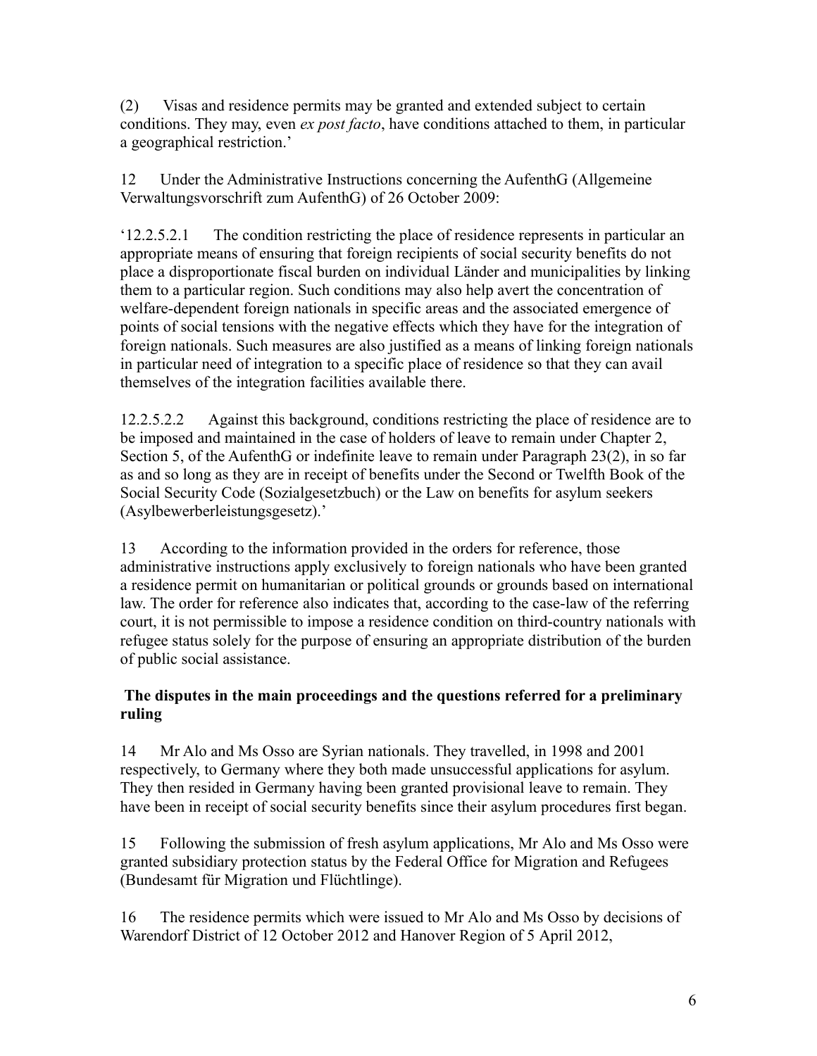(2) Visas and residence permits may be granted and extended subject to certain conditions. They may, even *ex post facto*, have conditions attached to them, in particular a geographical restriction.'

12 Under the Administrative Instructions concerning the AufenthG (Allgemeine Verwaltungsvorschrift zum AufenthG) of 26 October 2009:

'12.2.5.2.1 The condition restricting the place of residence represents in particular an appropriate means of ensuring that foreign recipients of social security benefits do not place a disproportionate fiscal burden on individual Länder and municipalities by linking them to a particular region. Such conditions may also help avert the concentration of welfare-dependent foreign nationals in specific areas and the associated emergence of points of social tensions with the negative effects which they have for the integration of foreign nationals. Such measures are also justified as a means of linking foreign nationals in particular need of integration to a specific place of residence so that they can avail themselves of the integration facilities available there.

12.2.5.2.2 Against this background, conditions restricting the place of residence are to be imposed and maintained in the case of holders of leave to remain under Chapter 2, Section 5, of the AufenthG or indefinite leave to remain under Paragraph 23(2), in so far as and so long as they are in receipt of benefits under the Second or Twelfth Book of the Social Security Code (Sozialgesetzbuch) or the Law on benefits for asylum seekers (Asylbewerberleistungsgesetz).'

13 According to the information provided in the orders for reference, those administrative instructions apply exclusively to foreign nationals who have been granted a residence permit on humanitarian or political grounds or grounds based on international law. The order for reference also indicates that, according to the case-law of the referring court, it is not permissible to impose a residence condition on third-country nationals with refugee status solely for the purpose of ensuring an appropriate distribution of the burden of public social assistance.

## The disputes in the main proceedings and the questions referred for a preliminary ruling

14 Mr Alo and Ms Osso are Syrian nationals. They travelled, in 1998 and 2001 respectively, to Germany where they both made unsuccessful applications for asylum. They then resided in Germany having been granted provisional leave to remain. They have been in receipt of social security benefits since their asylum procedures first began.

15 Following the submission of fresh asylum applications, Mr Alo and Ms Osso were granted subsidiary protection status by the Federal Office for Migration and Refugees (Bundesamt für Migration und Flüchtlinge).

16 The residence permits which were issued to Mr Alo and Ms Osso by decisions of Warendorf District of 12 October 2012 and Hanover Region of 5 April 2012,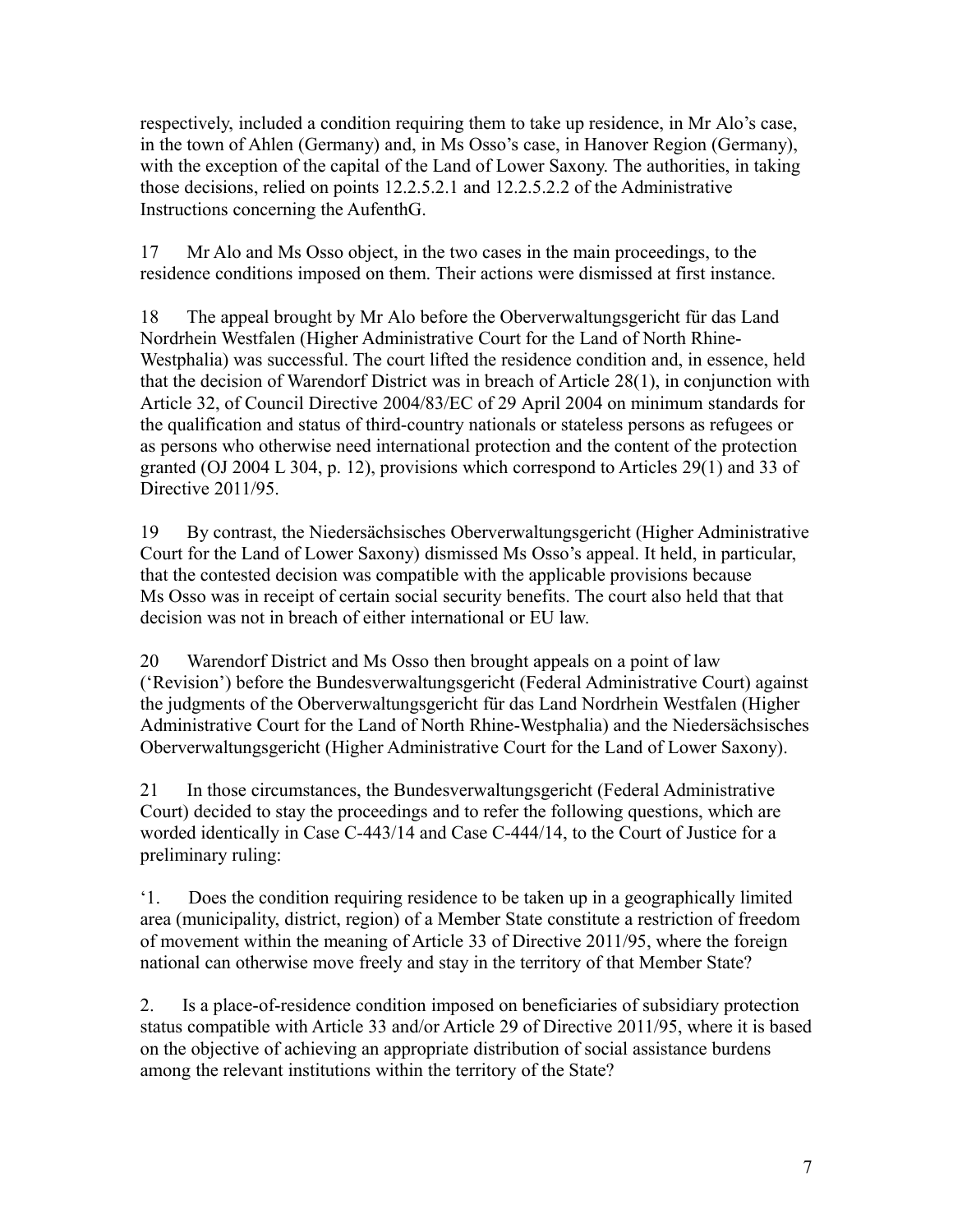respectively, included a condition requiring them to take up residence, in Mr Alo's case, in the town of Ahlen (Germany) and, in Ms Osso's case, in Hanover Region (Germany), with the exception of the capital of the Land of Lower Saxony. The authorities, in taking those decisions, relied on points 12.2.5.2.1 and 12.2.5.2.2 of the Administrative Instructions concerning the AufenthG.

17 Mr Alo and Ms Osso object, in the two cases in the main proceedings, to the residence conditions imposed on them. Their actions were dismissed at first instance.

18 The appeal brought by Mr Alo before the Oberverwaltungsgericht für das Land Nordrhein Westfalen (Higher Administrative Court for the Land of North Rhine-Westphalia) was successful. The court lifted the residence condition and, in essence, held that the decision of Warendorf District was in breach of Article 28(1), in conjunction with Article 32, of Council Directive 2004/83/EC of 29 April 2004 on minimum standards for the qualification and status of third-country nationals or stateless persons as refugees or as persons who otherwise need international protection and the content of the protection granted (OJ 2004 L 304, p. 12), provisions which correspond to Articles 29(1) and 33 of Directive 2011/95.

19 By contrast, the Niedersächsisches Oberverwaltungsgericht (Higher Administrative Court for the Land of Lower Saxony) dismissed Ms Osso's appeal. It held, in particular, that the contested decision was compatible with the applicable provisions because Ms Osso was in receipt of certain social security benefits. The court also held that that decision was not in breach of either international or EU law.

20 Warendorf District and Ms Osso then brought appeals on a point of law ('Revision') before the Bundesverwaltungsgericht (Federal Administrative Court) against the judgments of the Oberverwaltungsgericht für das Land Nordrhein Westfalen (Higher Administrative Court for the Land of North Rhine-Westphalia) and the Niedersächsisches Oberverwaltungsgericht (Higher Administrative Court for the Land of Lower Saxony).

21 In those circumstances, the Bundesverwaltungsgericht (Federal Administrative Court) decided to stay the proceedings and to refer the following questions, which are worded identically in Case C-443/14 and Case C-444/14, to the Court of Justice for a preliminary ruling:

'1. Does the condition requiring residence to be taken up in a geographically limited area (municipality, district, region) of a Member State constitute a restriction of freedom of movement within the meaning of Article 33 of Directive 2011/95, where the foreign national can otherwise move freely and stay in the territory of that Member State?

2. Is a place-of-residence condition imposed on beneficiaries of subsidiary protection status compatible with Article 33 and/or Article 29 of Directive 2011/95, where it is based on the objective of achieving an appropriate distribution of social assistance burdens among the relevant institutions within the territory of the State?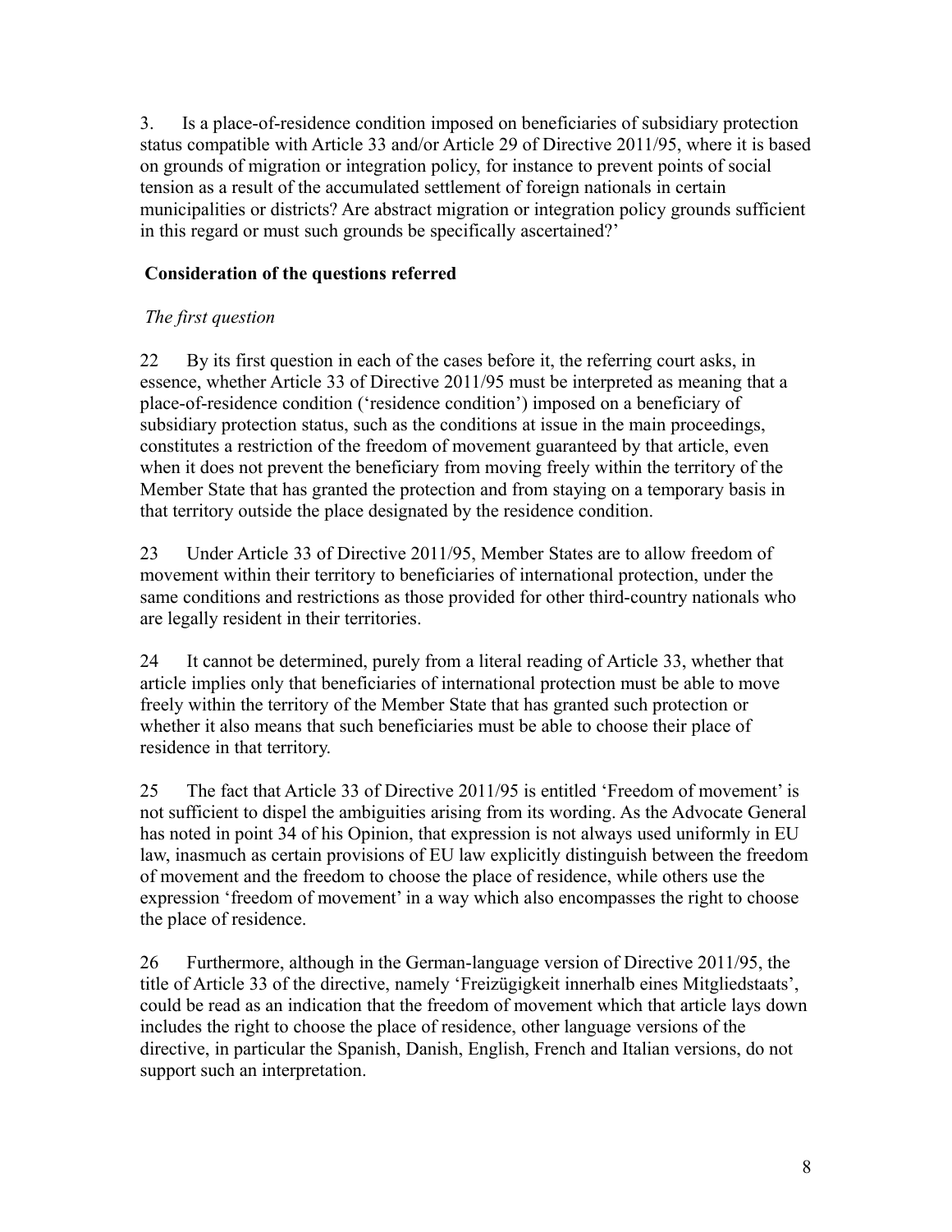3. Is a place-of-residence condition imposed on beneficiaries of subsidiary protection status compatible with Article 33 and/or Article 29 of Directive 2011/95, where it is based on grounds of migration or integration policy, for instance to prevent points of social tension as a result of the accumulated settlement of foreign nationals in certain municipalities or districts? Are abstract migration or integration policy grounds sufficient in this regard or must such grounds be specifically ascertained?'

## Consideration of the questions referred

### *The first question*

22 By its first question in each of the cases before it, the referring court asks, in essence, whether Article 33 of Directive 2011/95 must be interpreted as meaning that a place-of-residence condition ('residence condition') imposed on a beneficiary of subsidiary protection status, such as the conditions at issue in the main proceedings, constitutes a restriction of the freedom of movement guaranteed by that article, even when it does not prevent the beneficiary from moving freely within the territory of the Member State that has granted the protection and from staying on a temporary basis in that territory outside the place designated by the residence condition.

23 Under Article 33 of Directive 2011/95, Member States are to allow freedom of movement within their territory to beneficiaries of international protection, under the same conditions and restrictions as those provided for other third-country nationals who are legally resident in their territories.

24 It cannot be determined, purely from a literal reading of Article 33, whether that article implies only that beneficiaries of international protection must be able to move freely within the territory of the Member State that has granted such protection or whether it also means that such beneficiaries must be able to choose their place of residence in that territory.

25 The fact that Article 33 of Directive 2011/95 is entitled 'Freedom of movement' is not sufficient to dispel the ambiguities arising from its wording. As the Advocate General has noted in point 34 of his Opinion, that expression is not always used uniformly in EU law, inasmuch as certain provisions of EU law explicitly distinguish between the freedom of movement and the freedom to choose the place of residence, while others use the expression 'freedom of movement' in a way which also encompasses the right to choose the place of residence.

26 Furthermore, although in the German-language version of Directive 2011/95, the title of Article 33 of the directive, namely 'Freizügigkeit innerhalb eines Mitgliedstaats', could be read as an indication that the freedom of movement which that article lays down includes the right to choose the place of residence, other language versions of the directive, in particular the Spanish, Danish, English, French and Italian versions, do not support such an interpretation.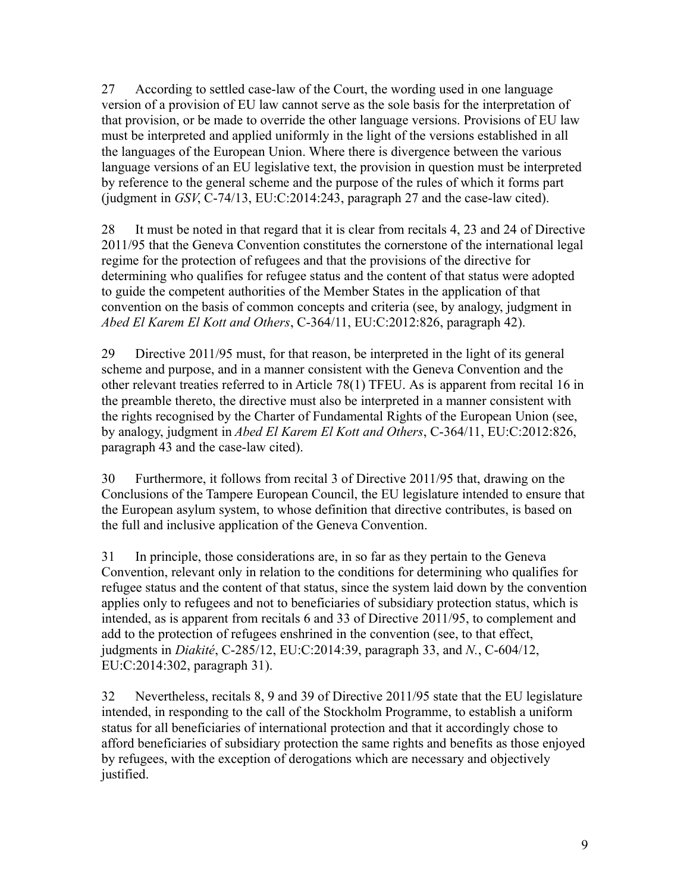27 According to settled case-law of the Court, the wording used in one language version of a provision of EU law cannot serve as the sole basis for the interpretation of that provision, or be made to override the other language versions. Provisions of EU law must be interpreted and applied uniformly in the light of the versions established in all the languages of the European Union. Where there is divergence between the various language versions of an EU legislative text, the provision in question must be interpreted by reference to the general scheme and the purpose of the rules of which it forms part (judgment in *GSV*, C-74/13, EU:C:2014:243, paragraph 27 and the case-law cited).

28 It must be noted in that regard that it is clear from recitals 4, 23 and 24 of Directive 2011/95 that the Geneva Convention constitutes the cornerstone of the international legal regime for the protection of refugees and that the provisions of the directive for determining who qualifies for refugee status and the content of that status were adopted to guide the competent authorities of the Member States in the application of that convention on the basis of common concepts and criteria (see, by analogy, judgment in *Abed El Karem El Kott and Others*, C-364/11, EU:C:2012:826, paragraph 42).

29 Directive 2011/95 must, for that reason, be interpreted in the light of its general scheme and purpose, and in a manner consistent with the Geneva Convention and the other relevant treaties referred to in Article 78(1) TFEU. As is apparent from recital 16 in the preamble thereto, the directive must also be interpreted in a manner consistent with the rights recognised by the Charter of Fundamental Rights of the European Union (see, by analogy, judgment in *Abed El Karem El Kott and Others*, C-364/11, EU:C:2012:826, paragraph 43 and the case-law cited).

30 Furthermore, it follows from recital 3 of Directive 2011/95 that, drawing on the Conclusions of the Tampere European Council, the EU legislature intended to ensure that the European asylum system, to whose definition that directive contributes, is based on the full and inclusive application of the Geneva Convention.

31 In principle, those considerations are, in so far as they pertain to the Geneva Convention, relevant only in relation to the conditions for determining who qualifies for refugee status and the content of that status, since the system laid down by the convention applies only to refugees and not to beneficiaries of subsidiary protection status, which is intended, as is apparent from recitals 6 and 33 of Directive 2011/95, to complement and add to the protection of refugees enshrined in the convention (see, to that effect, judgments in *Diakité*, C-285/12, EU:C:2014:39, paragraph 33, and *N.*, C-604/12, EU:C:2014:302, paragraph 31).

32 Nevertheless, recitals 8, 9 and 39 of Directive 2011/95 state that the EU legislature intended, in responding to the call of the Stockholm Programme, to establish a uniform status for all beneficiaries of international protection and that it accordingly chose to afford beneficiaries of subsidiary protection the same rights and benefits as those enjoyed by refugees, with the exception of derogations which are necessary and objectively justified.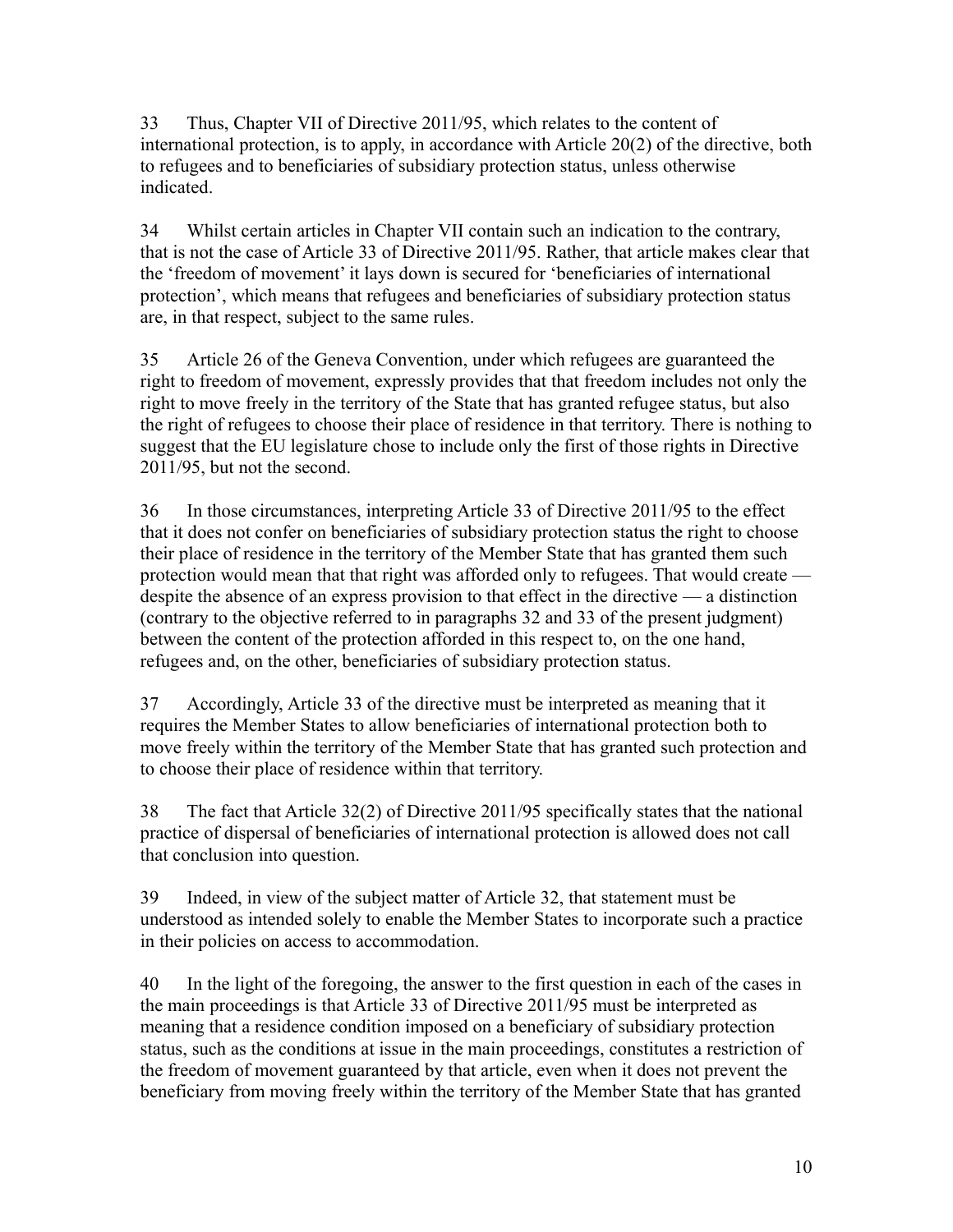33 Thus, Chapter VII of Directive 2011/95, which relates to the content of international protection, is to apply, in accordance with Article 20(2) of the directive, both to refugees and to beneficiaries of subsidiary protection status, unless otherwise indicated.

34 Whilst certain articles in Chapter VII contain such an indication to the contrary, that is not the case of Article 33 of Directive 2011/95. Rather, that article makes clear that the 'freedom of movement' it lays down is secured for 'beneficiaries of international protection', which means that refugees and beneficiaries of subsidiary protection status are, in that respect, subject to the same rules.

35 Article 26 of the Geneva Convention, under which refugees are guaranteed the right to freedom of movement, expressly provides that that freedom includes not only the right to move freely in the territory of the State that has granted refugee status, but also the right of refugees to choose their place of residence in that territory. There is nothing to suggest that the EU legislature chose to include only the first of those rights in Directive 2011/95, but not the second.

36 In those circumstances, interpreting Article 33 of Directive 2011/95 to the effect that it does not confer on beneficiaries of subsidiary protection status the right to choose their place of residence in the territory of the Member State that has granted them such protection would mean that that right was afforded only to refugees. That would create — despite the absence of an express provision to that effect in the directive — a distinction (contrary to the objective referred to in paragraphs 32 and 33 of the present judgment) between the content of the protection afforded in this respect to, on the one hand, refugees and, on the other, beneficiaries of subsidiary protection status.

37 Accordingly, Article 33 of the directive must be interpreted as meaning that it requires the Member States to allow beneficiaries of international protection both to move freely within the territory of the Member State that has granted such protection and to choose their place of residence within that territory.

38 The fact that Article 32(2) of Directive 2011/95 specifically states that the national practice of dispersal of beneficiaries of international protection is allowed does not call that conclusion into question.

39 Indeed, in view of the subject matter of Article 32, that statement must be understood as intended solely to enable the Member States to incorporate such a practice in their policies on access to accommodation.

40 In the light of the foregoing, the answer to the first question in each of the cases in the main proceedings is that Article 33 of Directive 2011/95 must be interpreted as meaning that a residence condition imposed on a beneficiary of subsidiary protection status, such as the conditions at issue in the main proceedings, constitutes a restriction of the freedom of movement guaranteed by that article, even when it does not prevent the beneficiary from moving freely within the territory of the Member State that has granted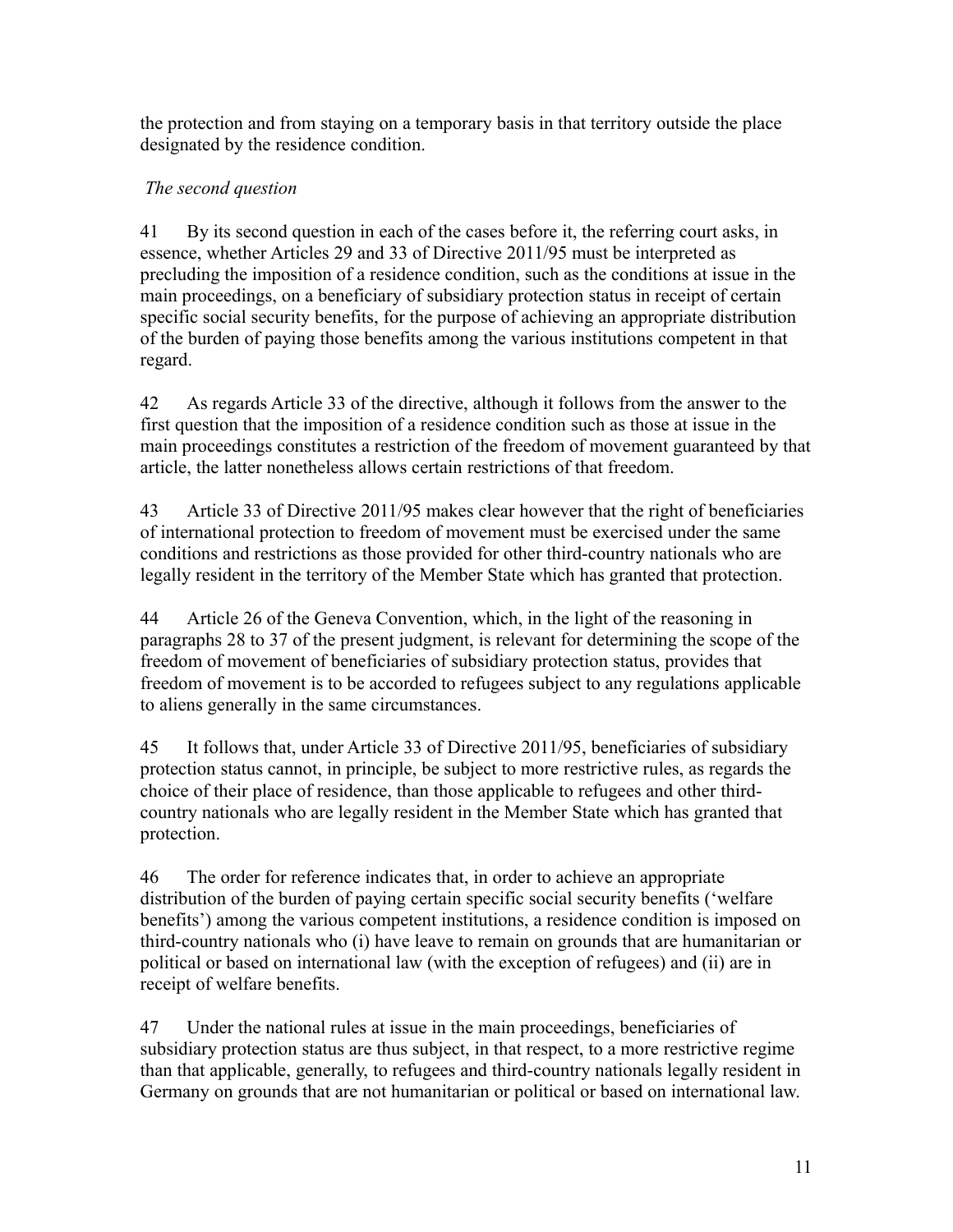the protection and from staying on a temporary basis in that territory outside the place designated by the residence condition.

*The second question*

41 By its second question in each of the cases before it, the referring court asks, in essence, whether Articles 29 and 33 of Directive 2011/95 must be interpreted as precluding the imposition of a residence condition, such as the conditions at issue in the main proceedings, on a beneficiary of subsidiary protection status in receipt of certain specific social security benefits, for the purpose of achieving an appropriate distribution of the burden of paying those benefits among the various institutions competent in that regard.

42 As regards Article 33 of the directive, although it follows from the answer to the first question that the imposition of a residence condition such as those at issue in the main proceedings constitutes a restriction of the freedom of movement guaranteed by that article, the latter nonetheless allows certain restrictions of that freedom.

43 Article 33 of Directive 2011/95 makes clear however that the right of beneficiaries of international protection to freedom of movement must be exercised under the same conditions and restrictions as those provided for other third-country nationals who are legally resident in the territory of the Member State which has granted that protection.

44 Article 26 of the Geneva Convention, which, in the light of the reasoning in paragraphs 28 to 37 of the present judgment, is relevant for determining the scope of the freedom of movement of beneficiaries of subsidiary protection status, provides that freedom of movement is to be accorded to refugees subject to any regulations applicable to aliens generally in the same circumstances.

45 It follows that, under Article 33 of Directive 2011/95, beneficiaries of subsidiary protection status cannot, in principle, be subject to more restrictive rules, as regards the choice of their place of residence, than those applicable to refugees and other third-country nationals who are legally resident in the Member State which has granted that protection.

46 The order for reference indicates that, in order to achieve an appropriate distribution of the burden of paying certain specific social security benefits ('welfare benefits') among the various competent institutions, a residence condition is imposed on third-country nationals who (i) have leave to remain on grounds that are humanitarian or political or based on international law (with the exception of refugees) and (ii) are in receipt of welfare benefits.

47 Under the national rules at issue in the main proceedings, beneficiaries of subsidiary protection status are thus subject, in that respect, to a more restrictive regime than that applicable, generally, to refugees and third-country nationals legally resident in Germany on grounds that are not humanitarian or political or based on international law.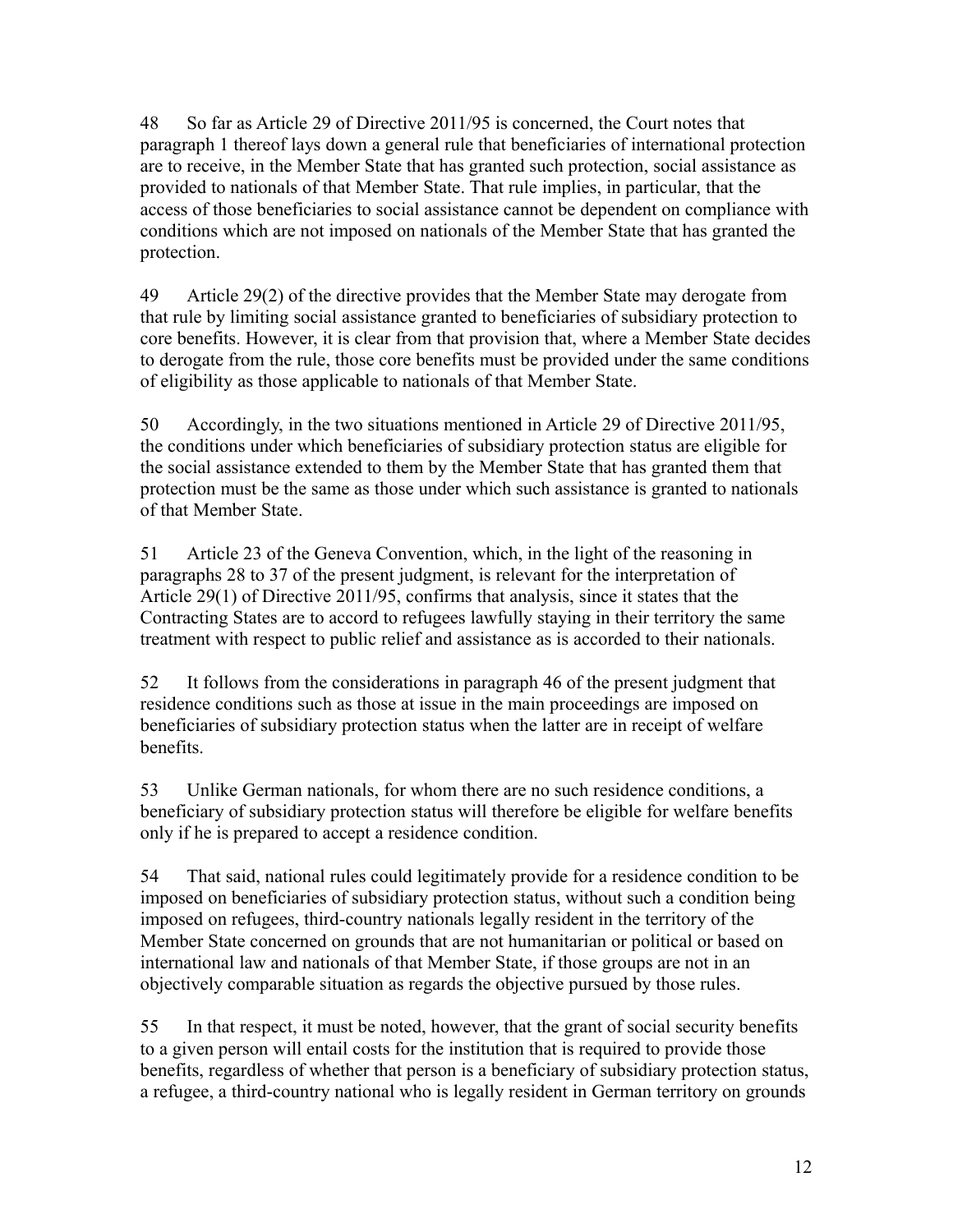48 So far as Article 29 of Directive 2011/95 is concerned, the Court notes that paragraph 1 thereof lays down a general rule that beneficiaries of international protection are to receive, in the Member State that has granted such protection, social assistance as provided to nationals of that Member State. That rule implies, in particular, that the access of those beneficiaries to social assistance cannot be dependent on compliance with conditions which are not imposed on nationals of the Member State that has granted the protection.

49 Article 29(2) of the directive provides that the Member State may derogate from that rule by limiting social assistance granted to beneficiaries of subsidiary protection to core benefits. However, it is clear from that provision that, where a Member State decides to derogate from the rule, those core benefits must be provided under the same conditions of eligibility as those applicable to nationals of that Member State.

50 Accordingly, in the two situations mentioned in Article 29 of Directive 2011/95, the conditions under which beneficiaries of subsidiary protection status are eligible for the social assistance extended to them by the Member State that has granted them that protection must be the same as those under which such assistance is granted to nationals of that Member State.

51 Article 23 of the Geneva Convention, which, in the light of the reasoning in paragraphs 28 to 37 of the present judgment, is relevant for the interpretation of Article 29(1) of Directive 2011/95, confirms that analysis, since it states that the Contracting States are to accord to refugees lawfully staying in their territory the same treatment with respect to public relief and assistance as is accorded to their nationals.

52 It follows from the considerations in paragraph 46 of the present judgment that residence conditions such as those at issue in the main proceedings are imposed on beneficiaries of subsidiary protection status when the latter are in receipt of welfare benefits.

53 Unlike German nationals, for whom there are no such residence conditions, a beneficiary of subsidiary protection status will therefore be eligible for welfare benefits only if he is prepared to accept a residence condition.

54 That said, national rules could legitimately provide for a residence condition to be imposed on beneficiaries of subsidiary protection status, without such a condition being imposed on refugees, third-country nationals legally resident in the territory of the Member State concerned on grounds that are not humanitarian or political or based on international law and nationals of that Member State, if those groups are not in an objectively comparable situation as regards the objective pursued by those rules.

55 In that respect, it must be noted, however, that the grant of social security benefits to a given person will entail costs for the institution that is required to provide those benefits, regardless of whether that person is a beneficiary of subsidiary protection status, a refugee, a third-country national who is legally resident in German territory on grounds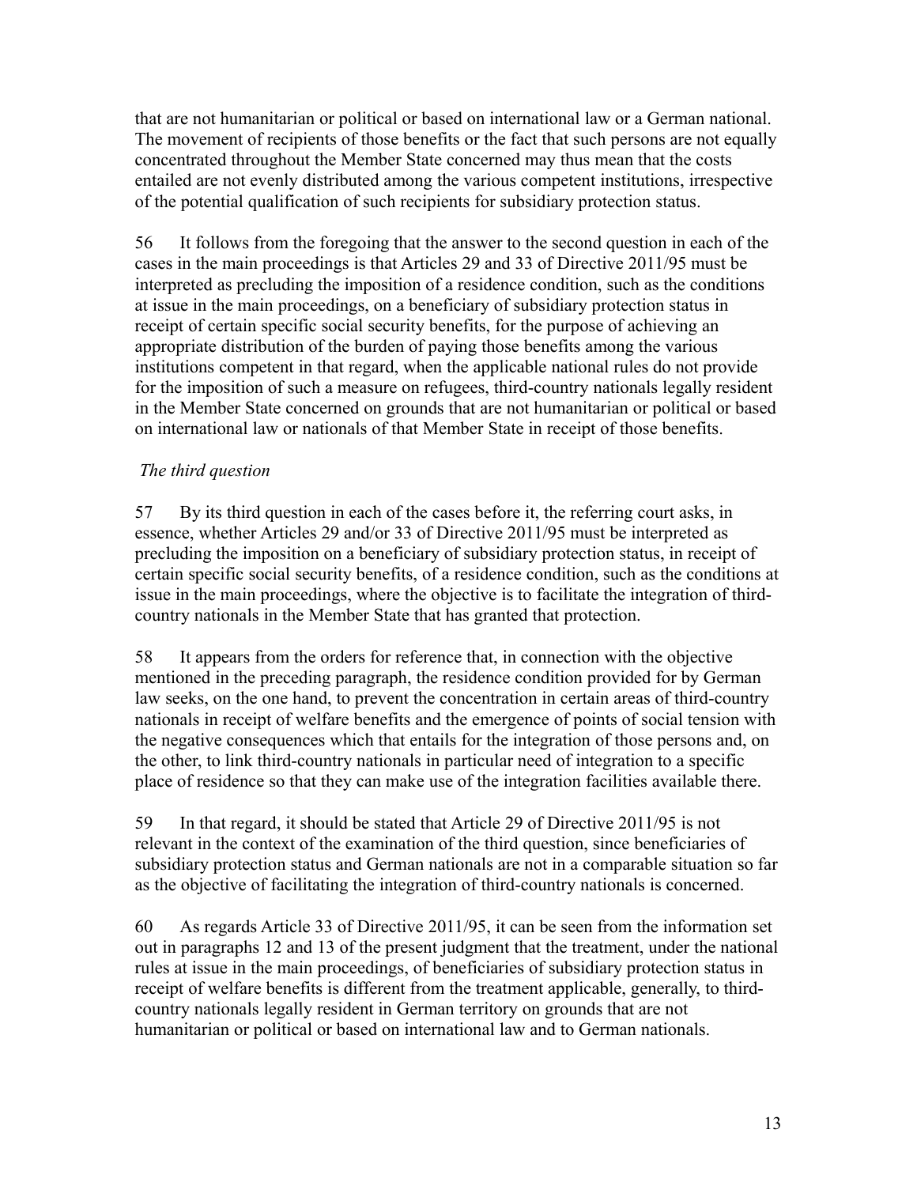that are not humanitarian or political or based on international law or a German national. The movement of recipients of those benefits or the fact that such persons are not equally concentrated throughout the Member State concerned may thus mean that the costs entailed are not evenly distributed among the various competent institutions, irrespective of the potential qualification of such recipients for subsidiary protection status.

56 It follows from the foregoing that the answer to the second question in each of the cases in the main proceedings is that Articles 29 and 33 of Directive 2011/95 must be interpreted as precluding the imposition of a residence condition, such as the conditions at issue in the main proceedings, on a beneficiary of subsidiary protection status in receipt of certain specific social security benefits, for the purpose of achieving an appropriate distribution of the burden of paying those benefits among the various institutions competent in that regard, when the applicable national rules do not provide for the imposition of such a measure on refugees, third-country nationals legally resident in the Member State concerned on grounds that are not humanitarian or political or based on international law or nationals of that Member State in receipt of those benefits.

*The third question*

57 By its third question in each of the cases before it, the referring court asks, in essence, whether Articles 29 and/or 33 of Directive 2011/95 must be interpreted as precluding the imposition on a beneficiary of subsidiary protection status, in receipt of certain specific social security benefits, of a residence condition, such as the conditions at issue in the main proceedings, where the objective is to facilitate the integration of third-country nationals in the Member State that has granted that protection.

58 It appears from the orders for reference that, in connection with the objective mentioned in the preceding paragraph, the residence condition provided for by German law seeks, on the one hand, to prevent the concentration in certain areas of third-country nationals in receipt of welfare benefits and the emergence of points of social tension with the negative consequences which that entails for the integration of those persons and, on the other, to link third-country nationals in particular need of integration to a specific place of residence so that they can make use of the integration facilities available there.

59 In that regard, it should be stated that Article 29 of Directive 2011/95 is not relevant in the context of the examination of the third question, since beneficiaries of subsidiary protection status and German nationals are not in a comparable situation so far as the objective of facilitating the integration of third-country nationals is concerned.

60 As regards Article 33 of Directive 2011/95, it can be seen from the information set out in paragraphs 12 and 13 of the present judgment that the treatment, under the national rules at issue in the main proceedings, of beneficiaries of subsidiary protection status in receipt of welfare benefits is different from the treatment applicable, generally, to third-country nationals legally resident in German territory on grounds that are not humanitarian or political or based on international law and to German nationals.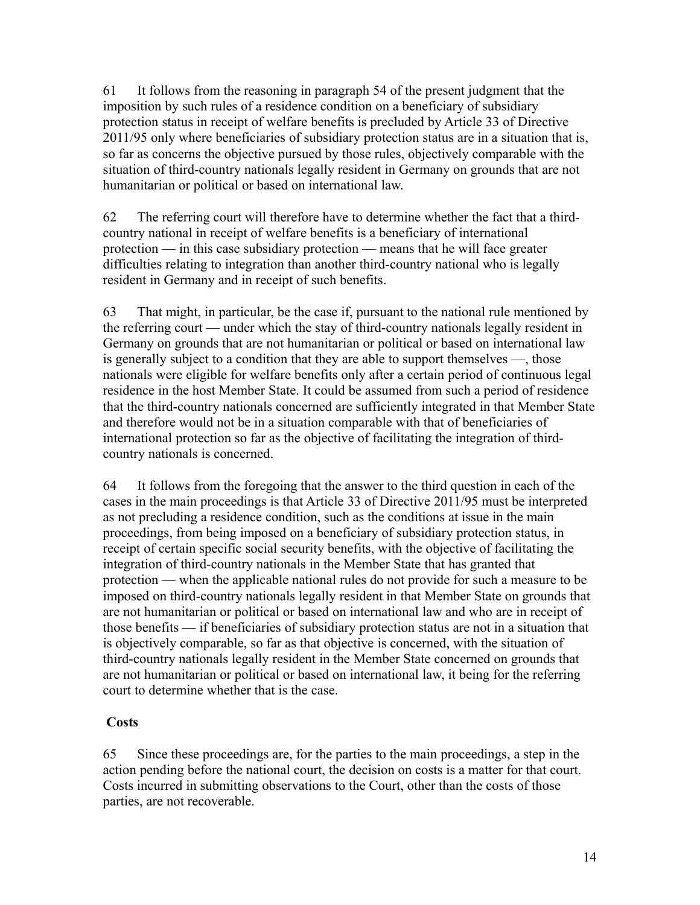61 It follows from the reasoning in paragraph 54 of the present judgment that the imposition by such rules of a residence condition on a beneficiary of subsidiary protection status in receipt of welfare benefits is precluded by Article 33 of Directive 2011/95 only where beneficiaries of subsidiary protection status are in a situation that is, so far as concerns the objective pursued by those rules, objectively comparable with the situation of third-country nationals legally resident in Germany on grounds that are not humanitarian or political or based on international law.

62 The referring court will therefore have to determine whether the fact that a third-country national in receipt of welfare benefits is a beneficiary of international protection — in this case subsidiary protection — means that he will face greater difficulties relating to integration than another third-country national who is legally resident in Germany and in receipt of such benefits.

63 That might, in particular, be the case if, pursuant to the national rule mentioned by the referring court — under which the stay of third-country nationals legally resident in Germany on grounds that are not humanitarian or political or based on international law is generally subject to a condition that they are able to support themselves —, those nationals were eligible for welfare benefits only after a certain period of continuous legal residence in the host Member State. It could be assumed from such a period of residence that the third-country nationals concerned are sufficiently integrated in that Member State and therefore would not be in a situation comparable with that of beneficiaries of international protection so far as the objective of facilitating the integration of third-country nationals is concerned.

64 It follows from the foregoing that the answer to the third question in each of the cases in the main proceedings is that Article 33 of Directive 2011/95 must be interpreted as not precluding a residence condition, such as the conditions at issue in the main proceedings, from being imposed on a beneficiary of subsidiary protection status, in receipt of certain specific social security benefits, with the objective of facilitating the integration of third-country nationals in the Member State that has granted that protection — when the applicable national rules do not provide for such a measure to be imposed on third-country nationals legally resident in that Member State on grounds that are not humanitarian or political or based on international law and who are in receipt of those benefits — if beneficiaries of subsidiary protection status are not in a situation that is objectively comparable, so far as that objective is concerned, with the situation of third-country nationals legally resident in the Member State concerned on grounds that are not humanitarian or political or based on international law, it being for the referring court to determine whether that is the case.

**Costs**

65 Since these proceedings are, for the parties to the main proceedings, a step in the action pending before the national court, the decision on costs is a matter for that court. Costs incurred in submitting observations to the Court, other than the costs of those parties, are not recoverable.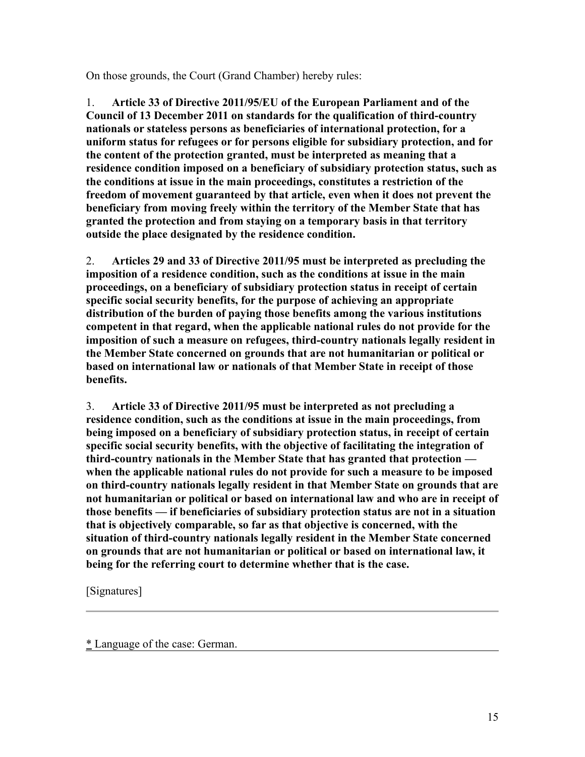On those grounds, the Court (Grand Chamber) hereby rules:

1. **Article 33 of Directive 2011/95/EU of the European Parliament and of the Council of 13 December 2011 on standards for the qualification of third-country nationals or stateless persons as beneficiaries of international protection, for a uniform status for refugees or for persons eligible for subsidiary protection, and for the content of the protection granted, must be interpreted as meaning that a residence condition imposed on a beneficiary of subsidiary protection status, such as the conditions at issue in the main proceedings, constitutes a restriction of the freedom of movement guaranteed by that article, even when it does not prevent the beneficiary from moving freely within the territory of the Member State that has granted the protection and from staying on a temporary basis in that territory outside the place designated by the residence condition.**

2. **Articles 29 and 33 of Directive 2011/95 must be interpreted as precluding the imposition of a residence condition, such as the conditions at issue in the main proceedings, on a beneficiary of subsidiary protection status in receipt of certain specific social security benefits, for the purpose of achieving an appropriate distribution of the burden of paying those benefits among the various institutions competent in that regard, when the applicable national rules do not provide for the imposition of such a measure on refugees, third-country nationals legally resident in the Member State concerned on grounds that are not humanitarian or political or based on international law or nationals of that Member State in receipt of those benefits.**

3. **Article 33 of Directive 2011/95 must be interpreted as not precluding a residence condition, such as the conditions at issue in the main proceedings, from being imposed on a beneficiary of subsidiary protection status, in receipt of certain specific social security benefits, with the objective of facilitating the integration of third-country nationals in the Member State that has granted that protection — when the applicable national rules do not provide for such a measure to be imposed on third-country nationals legally resident in that Member State on grounds that are not humanitarian or political or based on international law and who are in receipt of those benefits — if beneficiaries of subsidiary protection status are not in a situation that is objectively comparable, so far as that objective is concerned, with the situation of third-country nationals legally resident in the Member State concerned on grounds that are not humanitarian or political or based on international law, it being for the referring court to determine whether that is the case.**

[Signatures]

---

* Language of the case: German.